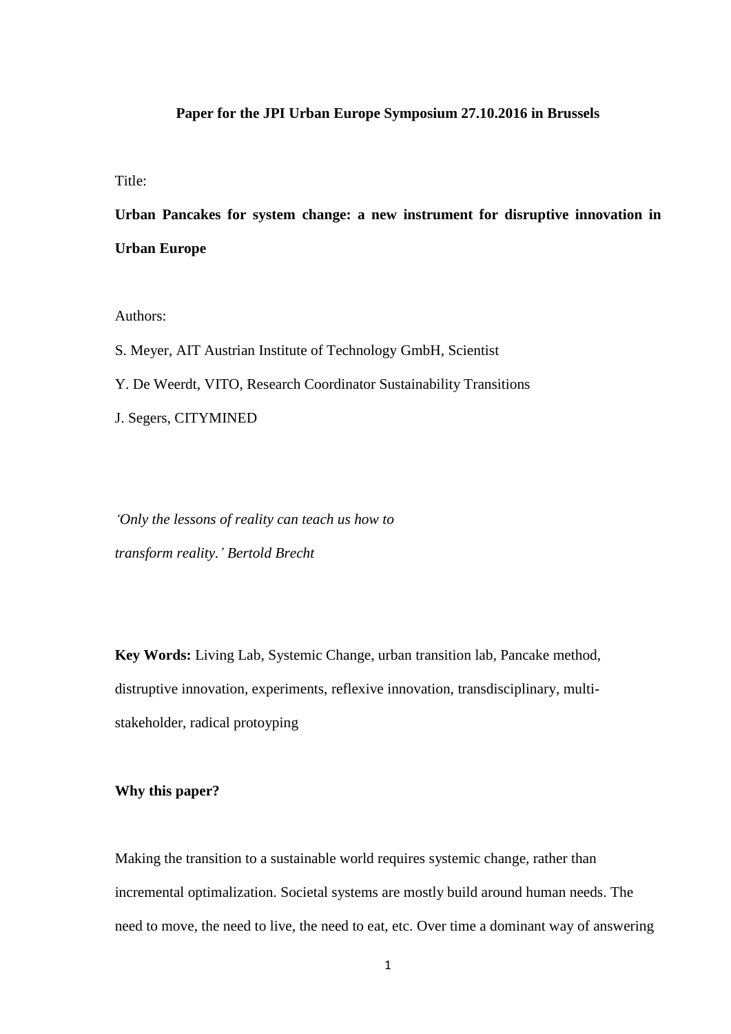**Paper for the JPI Urban Europe Symposium 27.10.2016 in Brussels**

Title:

# Urban Pancakes for system change: a new instrument for disruptive innovation in Urban Europe

Authors:

S. Meyer, AIT Austrian Institute of Technology GmbH, Scientist

Y. De Weerdt, VITO, Research Coordinator Sustainability Transitions

J. Segers, CITYMINED

*'Only the lessons of reality can teach us how to transform reality.' Bertold Brecht*

**Key Words:** Living Lab, Systemic Change, urban transition lab, Pancake method, distruptive innovation, experiments, reflexive innovation, transdisciplinary, multi-stakeholder, radical protoyping

## Why this paper?

Making the transition to a sustainable world requires systemic change, rather than incremental optimalization. Societal systems are mostly build around human needs. The need to move, the need to live, the need to eat, etc. Over time a dominant way of answering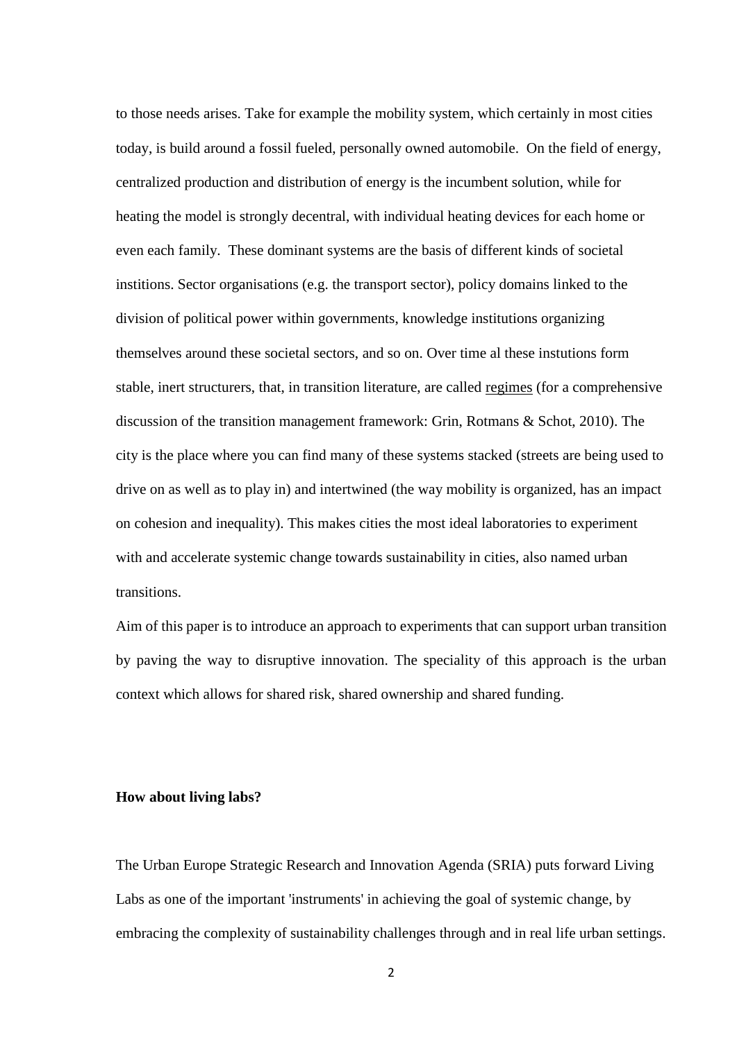to those needs arises. Take for example the mobility system, which certainly in most cities today, is build around a fossil fueled, personally owned automobile.  On the field of energy, centralized production and distribution of energy is the incumbent solution, while for heating the model is strongly decentral, with individual heating devices for each home or even each family.  These dominant systems are the basis of different kinds of societal institions. Sector organisations (e.g. the transport sector), policy domains linked to the division of political power within governments, knowledge institutions organizing themselves around these societal sectors, and so on. Over time al these instutions form stable, inert structurers, that, in transition literature, are called regimes (for a comprehensive discussion of the transition management framework: Grin, Rotmans & Schot, 2010). The city is the place where you can find many of these systems stacked (streets are being used to drive on as well as to play in) and intertwined (the way mobility is organized, has an impact on cohesion and inequality). This makes cities the most ideal laboratories to experiment with and accelerate systemic change towards sustainability in cities, also named urban transitions.

Aim of this paper is to introduce an approach to experiments that can support urban transition by paving the way to disruptive innovation. The speciality of this approach is the urban context which allows for shared risk, shared ownership and shared funding.

**How about living labs?**

The Urban Europe Strategic Research and Innovation Agenda (SRIA) puts forward Living Labs as one of the important 'instruments' in achieving the goal of systemic change, by embracing the complexity of sustainability challenges through and in real life urban settings.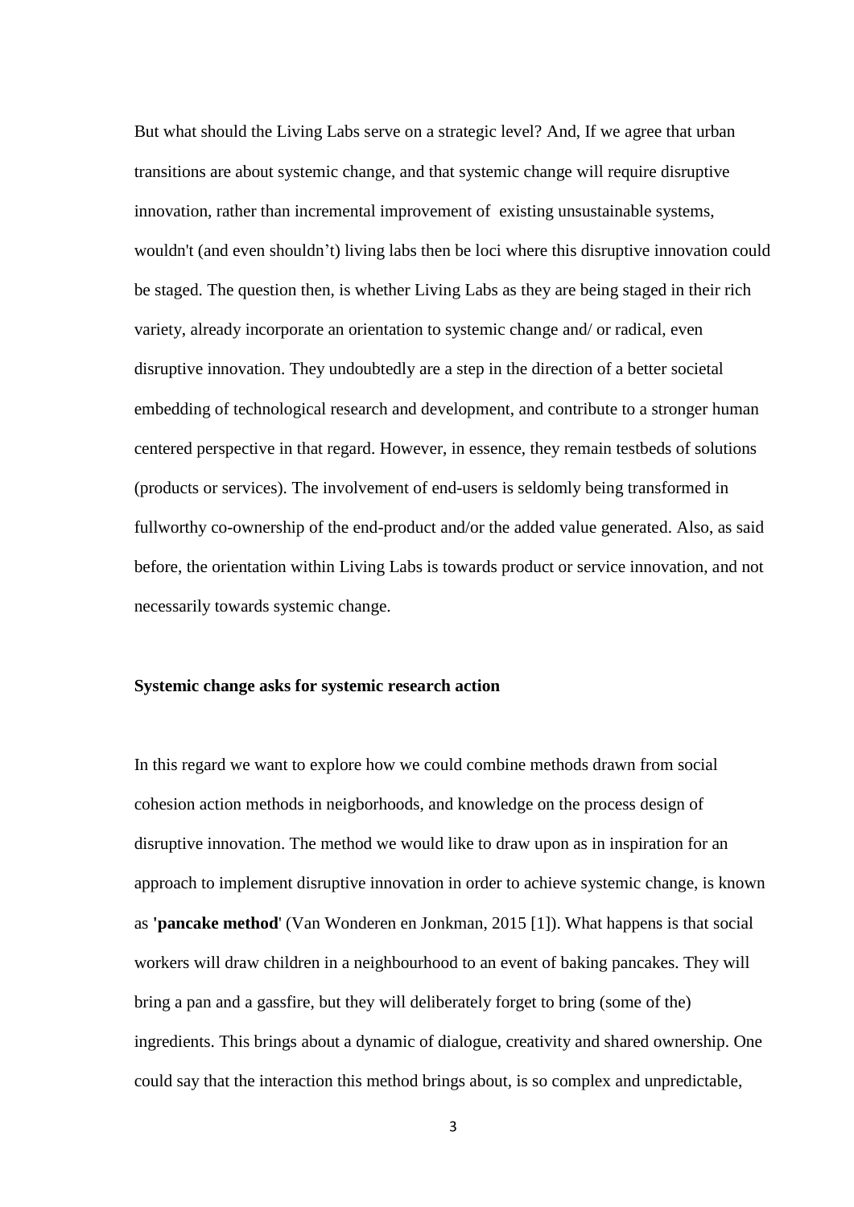But what should the Living Labs serve on a strategic level? And, If we agree that urban transitions are about systemic change, and that systemic change will require disruptive innovation, rather than incremental improvement of existing unsustainable systems, wouldn't (and even shouldn't) living labs then be loci where this disruptive innovation could be staged. The question then, is whether Living Labs as they are being staged in their rich variety, already incorporate an orientation to systemic change and/ or radical, even disruptive innovation. They undoubtedly are a step in the direction of a better societal embedding of technological research and development, and contribute to a stronger human centered perspective in that regard. However, in essence, they remain testbeds of solutions (products or services). The involvement of end-users is seldomly being transformed in fullworthy co-ownership of the end-product and/or the added value generated. Also, as said before, the orientation within Living Labs is towards product or service innovation, and not necessarily towards systemic change.

**Systemic change asks for systemic research action**

In this regard we want to explore how we could combine methods drawn from social cohesion action methods in neigborhoods, and knowledge on the process design of disruptive innovation. The method we would like to draw upon as in inspiration for an approach to implement disruptive innovation in order to achieve systemic change, is known as **'pancake method'** (Van Wonderen en Jonkman, 2015 [1]). What happens is that social workers will draw children in a neighbourhood to an event of baking pancakes. They will bring a pan and a gassfire, but they will deliberately forget to bring (some of the) ingredients. This brings about a dynamic of dialogue, creativity and shared ownership. One could say that the interaction this method brings about, is so complex and unpredictable,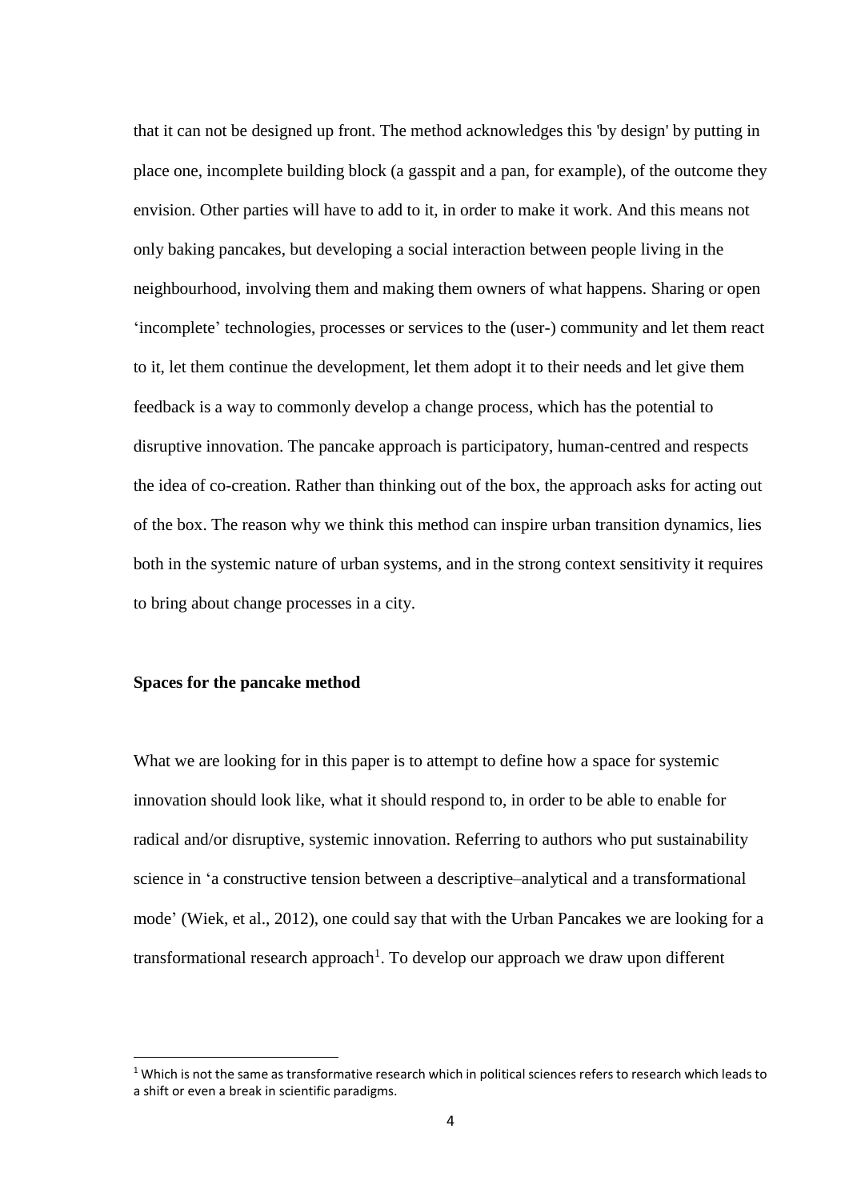that it can not be designed up front. The method acknowledges this 'by design' by putting in place one, incomplete building block (a gasspit and a pan, for example), of the outcome they envision. Other parties will have to add to it, in order to make it work. And this means not only baking pancakes, but developing a social interaction between people living in the neighbourhood, involving them and making them owners of what happens. Sharing or open 'incomplete' technologies, processes or services to the (user-) community and let them react to it, let them continue the development, let them adopt it to their needs and let give them feedback is a way to commonly develop a change process, which has the potential to disruptive innovation. The pancake approach is participatory, human-centred and respects the idea of co-creation. Rather than thinking out of the box, the approach asks for acting out of the box. The reason why we think this method can inspire urban transition dynamics, lies both in the systemic nature of urban systems, and in the strong context sensitivity it requires to bring about change processes in a city.

**Spaces for the pancake method**

What we are looking for in this paper is to attempt to define how a space for systemic innovation should look like, what it should respond to, in order to be able to enable for radical and/or disruptive, systemic innovation. Referring to authors who put sustainability science in 'a constructive tension between a descriptive–analytical and a transformational mode' (Wiek, et al., 2012), one could say that with the Urban Pancakes we are looking for a transformational research approach[1]. To develop our approach we draw upon different

[1] Which is not the same as transformative research which in political sciences refers to research which leads to a shift or even a break in scientific paradigms.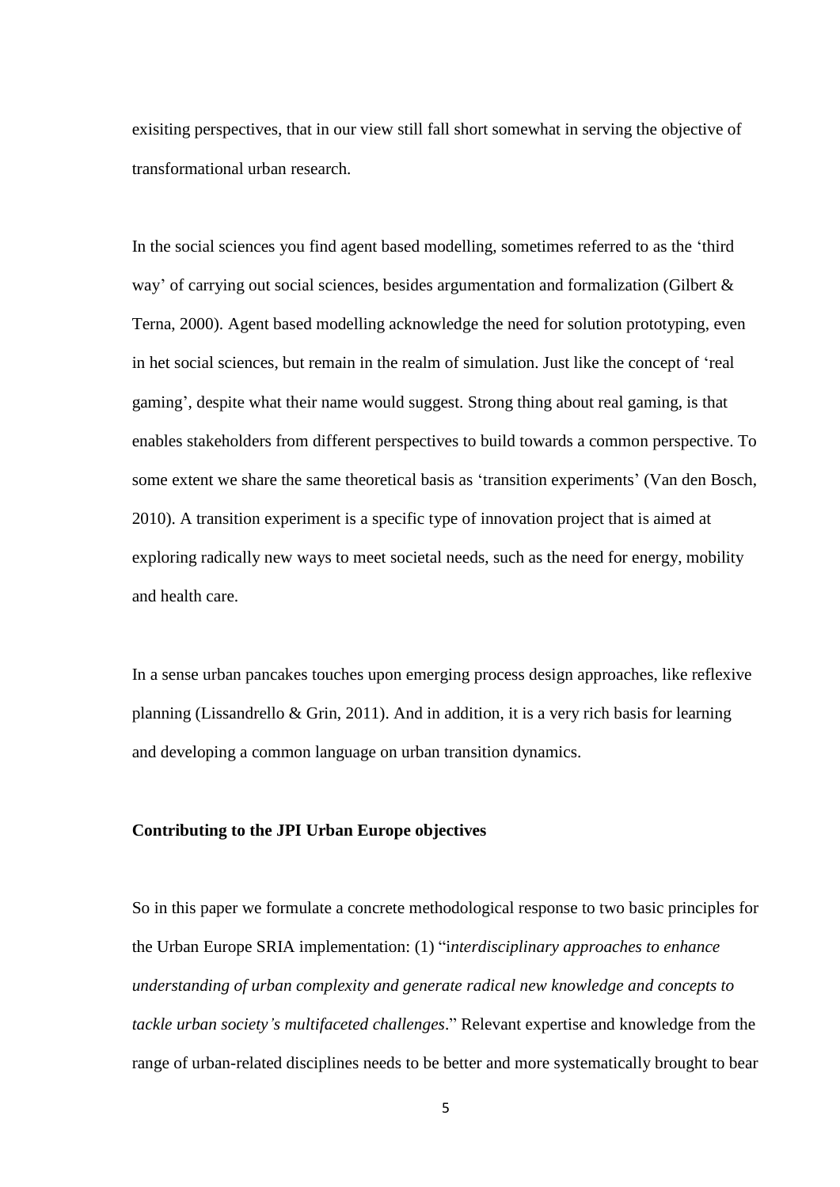exisiting perspectives, that in our view still fall short somewhat in serving the objective of transformational urban research.

In the social sciences you find agent based modelling, sometimes referred to as the 'third way' of carrying out social sciences, besides argumentation and formalization (Gilbert & Terna, 2000). Agent based modelling acknowledge the need for solution prototyping, even in het social sciences, but remain in the realm of simulation. Just like the concept of 'real gaming', despite what their name would suggest. Strong thing about real gaming, is that enables stakeholders from different perspectives to build towards a common perspective. To some extent we share the same theoretical basis as 'transition experiments' (Van den Bosch, 2010). A transition experiment is a specific type of innovation project that is aimed at exploring radically new ways to meet societal needs, such as the need for energy, mobility and health care.

In a sense urban pancakes touches upon emerging process design approaches, like reflexive planning (Lissandrello & Grin, 2011). And in addition, it is a very rich basis for learning and developing a common language on urban transition dynamics.

**Contributing to the JPI Urban Europe objectives**

So in this paper we formulate a concrete methodological response to two basic principles for the Urban Europe SRIA implementation: (1) "i*nterdisciplinary approaches to enhance understanding of urban complexity and generate radical new knowledge and concepts to tackle urban society's multifaceted challenges*." Relevant expertise and knowledge from the range of urban-related disciplines needs to be better and more systematically brought to bear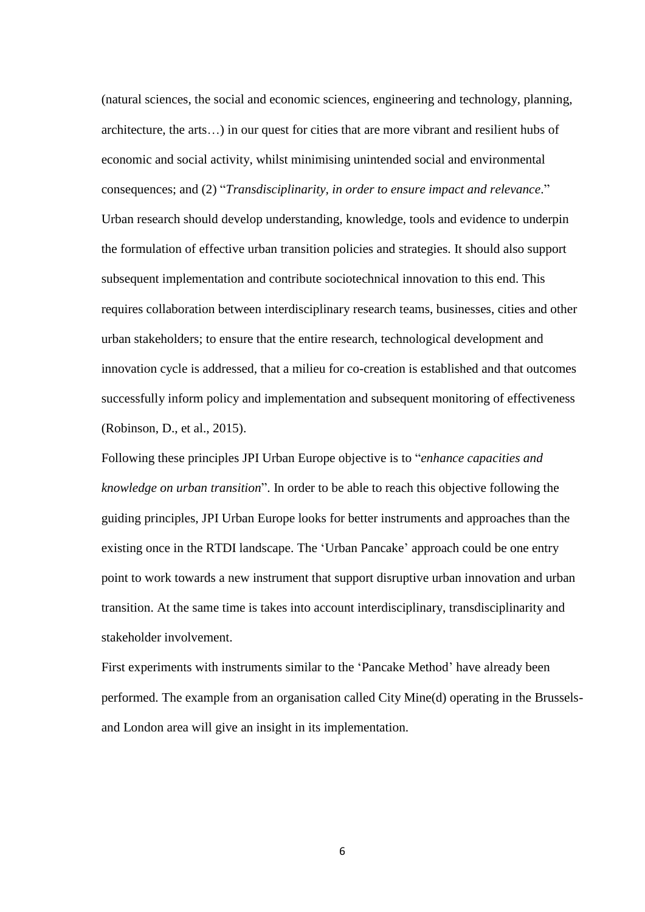(natural sciences, the social and economic sciences, engineering and technology, planning, architecture, the arts…) in our quest for cities that are more vibrant and resilient hubs of economic and social activity, whilst minimising unintended social and environmental consequences; and (2) "*Transdisciplinarity, in order to ensure impact and relevance*." Urban research should develop understanding, knowledge, tools and evidence to underpin the formulation of effective urban transition policies and strategies. It should also support subsequent implementation and contribute sociotechnical innovation to this end. This requires collaboration between interdisciplinary research teams, businesses, cities and other urban stakeholders; to ensure that the entire research, technological development and innovation cycle is addressed, that a milieu for co-creation is established and that outcomes successfully inform policy and implementation and subsequent monitoring of effectiveness (Robinson, D., et al., 2015).

Following these principles JPI Urban Europe objective is to "*enhance capacities and knowledge on urban transition*". In order to be able to reach this objective following the guiding principles, JPI Urban Europe looks for better instruments and approaches than the existing once in the RTDI landscape. The 'Urban Pancake' approach could be one entry point to work towards a new instrument that support disruptive urban innovation and urban transition. At the same time is takes into account interdisciplinary, transdisciplinarity and stakeholder involvement.

First experiments with instruments similar to the 'Pancake Method' have already been performed. The example from an organisation called City Mine(d) operating in the Brussels- and London area will give an insight in its implementation.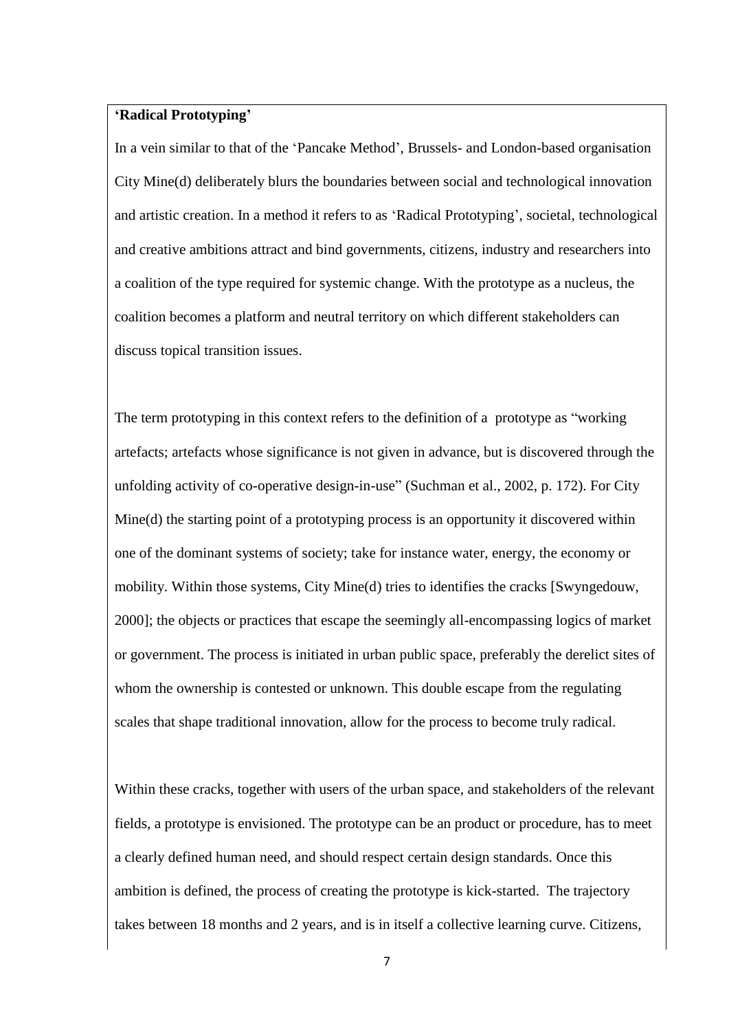**'Radical Prototyping'**

In a vein similar to that of the 'Pancake Method', Brussels- and London-based organisation City Mine(d) deliberately blurs the boundaries between social and technological innovation and artistic creation. In a method it refers to as 'Radical Prototyping', societal, technological and creative ambitions attract and bind governments, citizens, industry and researchers into a coalition of the type required for systemic change. With the prototype as a nucleus, the coalition becomes a platform and neutral territory on which different stakeholders can discuss topical transition issues.

The term prototyping in this context refers to the definition of a prototype as "working artefacts; artefacts whose significance is not given in advance, but is discovered through the unfolding activity of co-operative design-in-use" (Suchman et al., 2002, p. 172). For City Mine(d) the starting point of a prototyping process is an opportunity it discovered within one of the dominant systems of society; take for instance water, energy, the economy or mobility. Within those systems, City Mine(d) tries to identifies the cracks [Swyngedouw, 2000]; the objects or practices that escape the seemingly all-encompassing logics of market or government. The process is initiated in urban public space, preferably the derelict sites of whom the ownership is contested or unknown. This double escape from the regulating scales that shape traditional innovation, allow for the process to become truly radical.

Within these cracks, together with users of the urban space, and stakeholders of the relevant fields, a prototype is envisioned. The prototype can be an product or procedure, has to meet a clearly defined human need, and should respect certain design standards. Once this ambition is defined, the process of creating the prototype is kick-started. The trajectory takes between 18 months and 2 years, and is in itself a collective learning curve. Citizens,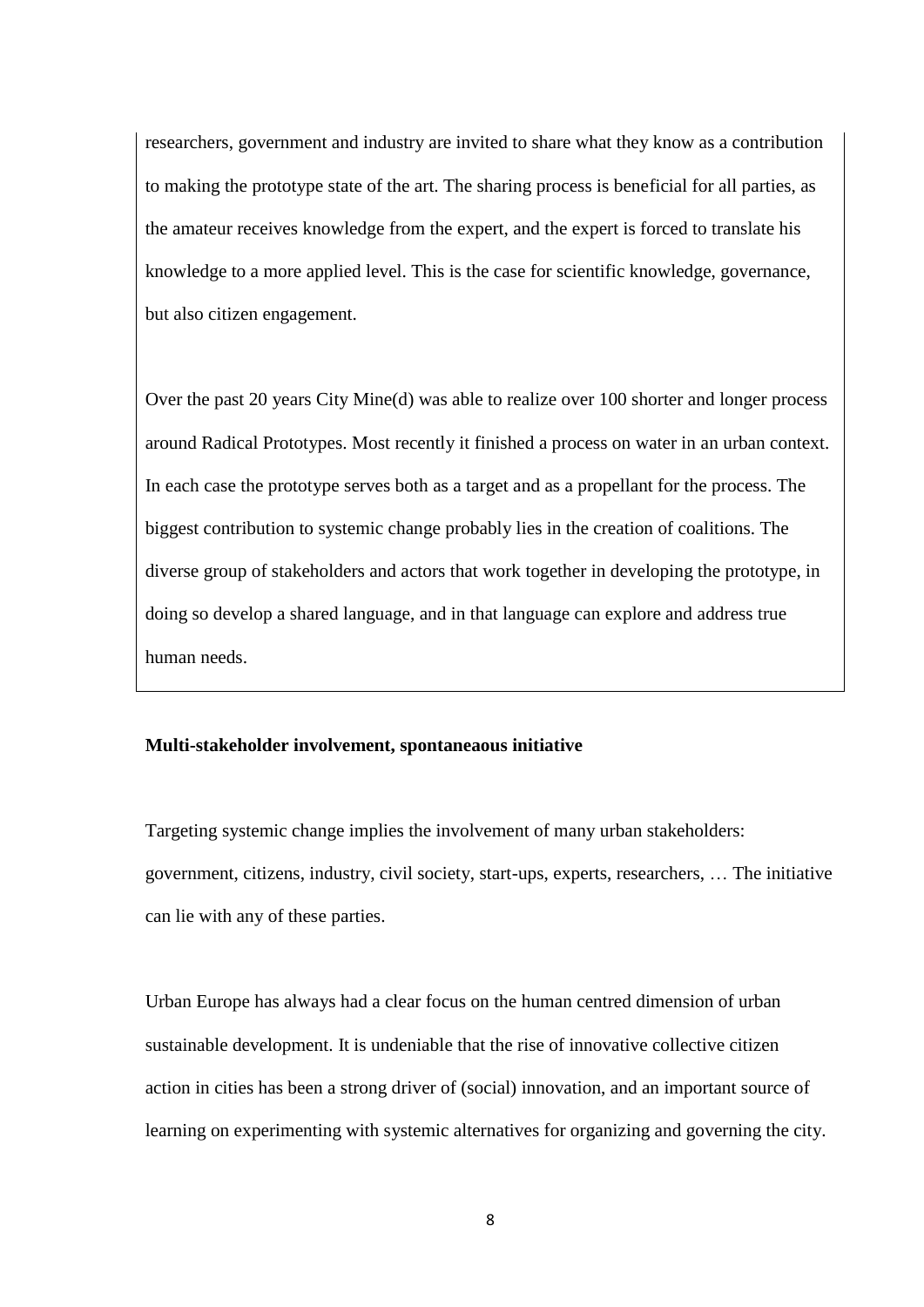researchers, government and industry are invited to share what they know as a contribution to making the prototype state of the art. The sharing process is beneficial for all parties, as the amateur receives knowledge from the expert, and the expert is forced to translate his knowledge to a more applied level. This is the case for scientific knowledge, governance, but also citizen engagement.

Over the past 20 years City Mine(d) was able to realize over 100 shorter and longer process around Radical Prototypes. Most recently it finished a process on water in an urban context. In each case the prototype serves both as a target and as a propellant for the process. The biggest contribution to systemic change probably lies in the creation of coalitions. The diverse group of stakeholders and actors that work together in developing the prototype, in doing so develop a shared language, and in that language can explore and address true human needs.

**Multi-stakeholder involvement, spontaneaous initiative**

Targeting systemic change implies the involvement of many urban stakeholders: government, citizens, industry, civil society, start-ups, experts, researchers, … The initiative can lie with any of these parties.

Urban Europe has always had a clear focus on the human centred dimension of urban sustainable development. It is undeniable that the rise of innovative collective citizen action in cities has been a strong driver of (social) innovation, and an important source of learning on experimenting with systemic alternatives for organizing and governing the city.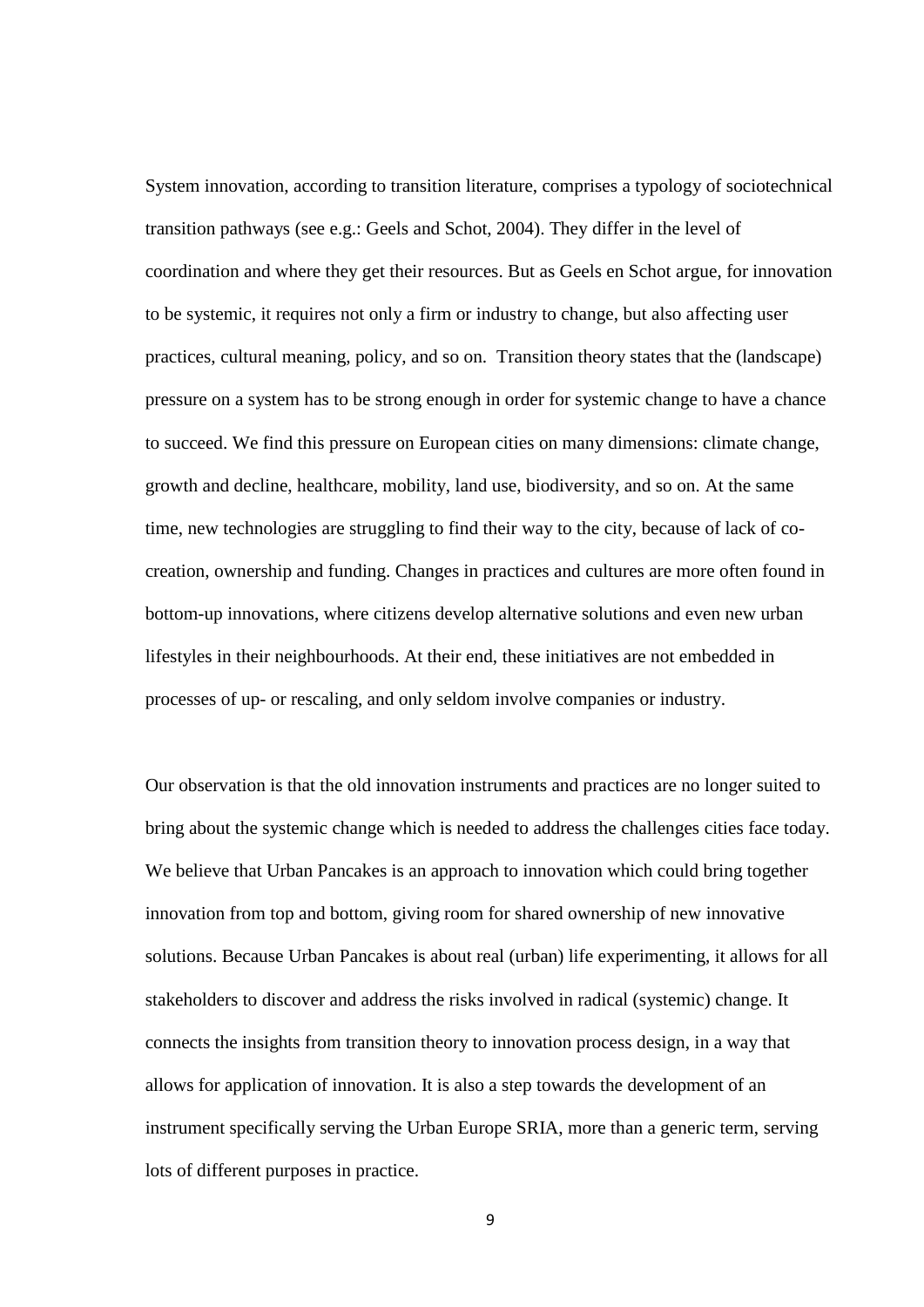System innovation, according to transition literature, comprises a typology of sociotechnical transition pathways (see e.g.: Geels and Schot, 2004). They differ in the level of coordination and where they get their resources. But as Geels en Schot argue, for innovation to be systemic, it requires not only a firm or industry to change, but also affecting user practices, cultural meaning, policy, and so on. Transition theory states that the (landscape) pressure on a system has to be strong enough in order for systemic change to have a chance to succeed. We find this pressure on European cities on many dimensions: climate change, growth and decline, healthcare, mobility, land use, biodiversity, and so on. At the same time, new technologies are struggling to find their way to the city, because of lack of co-creation, ownership and funding. Changes in practices and cultures are more often found in bottom-up innovations, where citizens develop alternative solutions and even new urban lifestyles in their neighbourhoods. At their end, these initiatives are not embedded in processes of up- or rescaling, and only seldom involve companies or industry.

Our observation is that the old innovation instruments and practices are no longer suited to bring about the systemic change which is needed to address the challenges cities face today. We believe that Urban Pancakes is an approach to innovation which could bring together innovation from top and bottom, giving room for shared ownership of new innovative solutions. Because Urban Pancakes is about real (urban) life experimenting, it allows for all stakeholders to discover and address the risks involved in radical (systemic) change. It connects the insights from transition theory to innovation process design, in a way that allows for application of innovation. It is also a step towards the development of an instrument specifically serving the Urban Europe SRIA, more than a generic term, serving lots of different purposes in practice.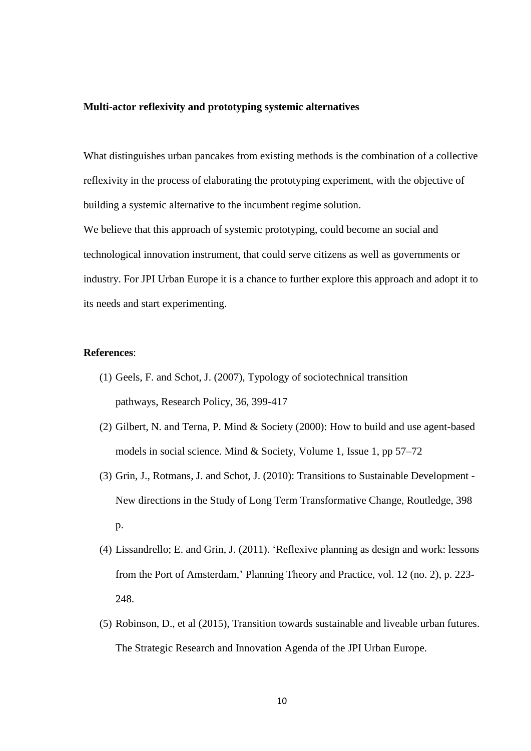**Multi-actor reflexivity and prototyping systemic alternatives**

What distinguishes urban pancakes from existing methods is the combination of a collective reflexivity in the process of elaborating the prototyping experiment, with the objective of building a systemic alternative to the incumbent regime solution.

We believe that this approach of systemic prototyping, could become an social and technological innovation instrument, that could serve citizens as well as governments or industry. For JPI Urban Europe it is a chance to further explore this approach and adopt it to its needs and start experimenting.

**References**:

(1) Geels, F. and Schot, J. (2007), Typology of sociotechnical transition pathways, Research Policy, 36, 399-417

(2) Gilbert, N. and Terna, P. Mind & Society (2000): How to build and use agent-based models in social science. Mind & Society, Volume 1, Issue 1, pp 57–72

(3) Grin, J., Rotmans, J. and Schot, J. (2010): Transitions to Sustainable Development - New directions in the Study of Long Term Transformative Change, Routledge, 398 p.

(4) Lissandrello; E. and Grin, J. (2011). 'Reflexive planning as design and work: lessons from the Port of Amsterdam,' Planning Theory and Practice, vol. 12 (no. 2), p. 223-248.

(5) Robinson, D., et al (2015), Transition towards sustainable and liveable urban futures. The Strategic Research and Innovation Agenda of the JPI Urban Europe.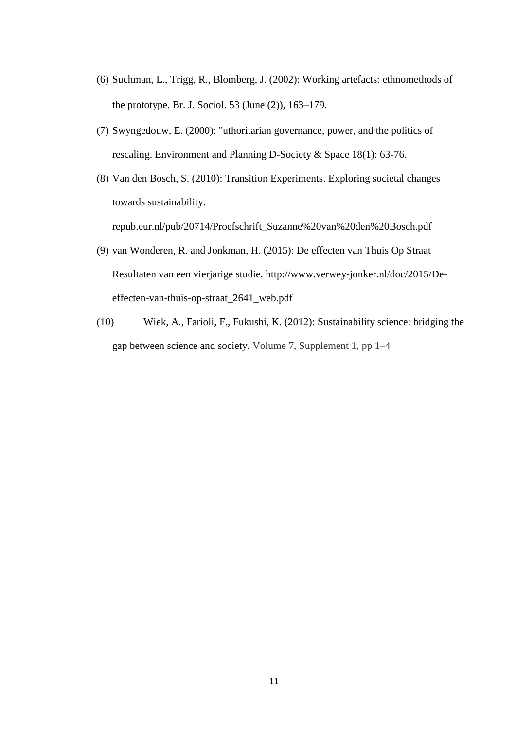(6) Suchman, L., Trigg, R., Blomberg, J. (2002): Working artefacts: ethnomethods of the prototype. Br. J. Sociol. 53 (June (2)), 163–179.

(7) Swyngedouw, E. (2000): "uthoritarian governance, power, and the politics of rescaling. Environment and Planning D-Society & Space 18(1): 63-76.

(8) Van den Bosch, S. (2010): Transition Experiments. Exploring societal changes towards sustainability. repub.eur.nl/pub/20714/Proefschrift_Suzanne%20van%20den%20Bosch.pdf

(9) van Wonderen, R. and Jonkman, H. (2015): De effecten van Thuis Op Straat Resultaten van een vierjarige studie. http://www.verwey-jonker.nl/doc/2015/De-effecten-van-thuis-op-straat_2641_web.pdf

(10) Wiek, A., Farioli, F., Fukushi, K. (2012): Sustainability science: bridging the gap between science and society. Volume 7, Supplement 1, pp 1–4